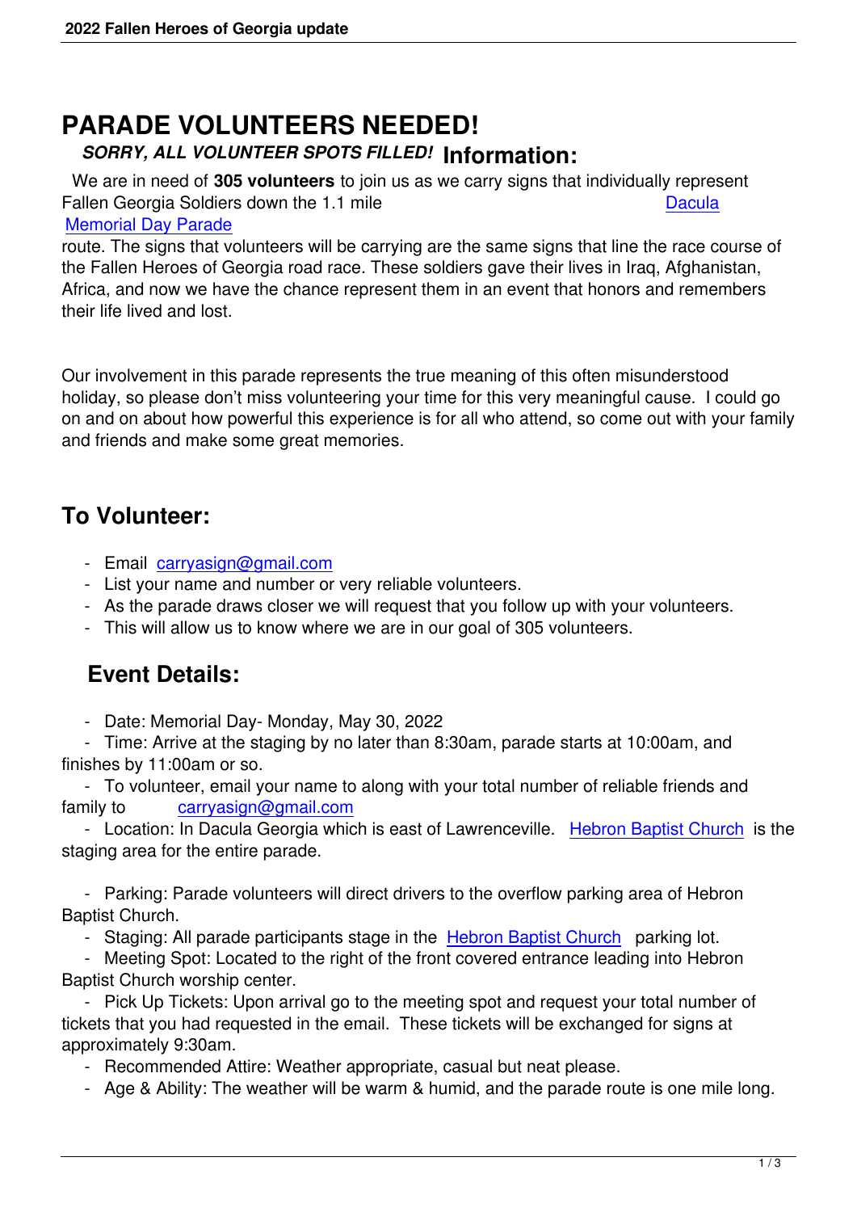# PARADE VOLUNTEERS NEEDED!

*SORRY, ALL VOLUNTEER SPOTS FILLED!* **Information:**

We are in need of **305 volunteers** to join us as we carry signs that individually represent Fallen Georgia Soldiers down the 1.1 mile Dacula Memorial Day Parade route. The signs that volunteers will be carrying are the same signs that line the race course of the Fallen Heroes of Georgia road race. These soldiers gave their lives in Iraq, Afghanistan, Africa, and now we have the chance represent them in an event that honors and remembers their life lived and lost.

Our involvement in this parade represents the true meaning of this often misunderstood holiday, so please don't miss volunteering your time for this very meaningful cause. I could go on and on about how powerful this experience is for all who attend, so come out with your family and friends and make some great memories.

## To Volunteer:

- Email carryasign@gmail.com
- List your name and number or very reliable volunteers.
- As the parade draws closer we will request that you follow up with your volunteers.
- This will allow us to know where we are in our goal of 305 volunteers.

## Event Details:

- Date: Memorial Day- Monday, May 30, 2022
- Time: Arrive at the staging by no later than 8:30am, parade starts at 10:00am, and finishes by 11:00am or so.
- To volunteer, email your name to along with your total number of reliable friends and family to carryasign@gmail.com
- Location: In Dacula Georgia which is east of Lawrenceville. Hebron Baptist Church is the staging area for the entire parade.
- Parking: Parade volunteers will direct drivers to the overflow parking area of Hebron Baptist Church.
- Staging: All parade participants stage in the Hebron Baptist Church parking lot.
- Meeting Spot: Located to the right of the front covered entrance leading into Hebron Baptist Church worship center.
- Pick Up Tickets: Upon arrival go to the meeting spot and request your total number of tickets that you had requested in the email. These tickets will be exchanged for signs at approximately 9:30am.
- Recommended Attire: Weather appropriate, casual but neat please.
- Age & Ability: The weather will be warm & humid, and the parade route is one mile long.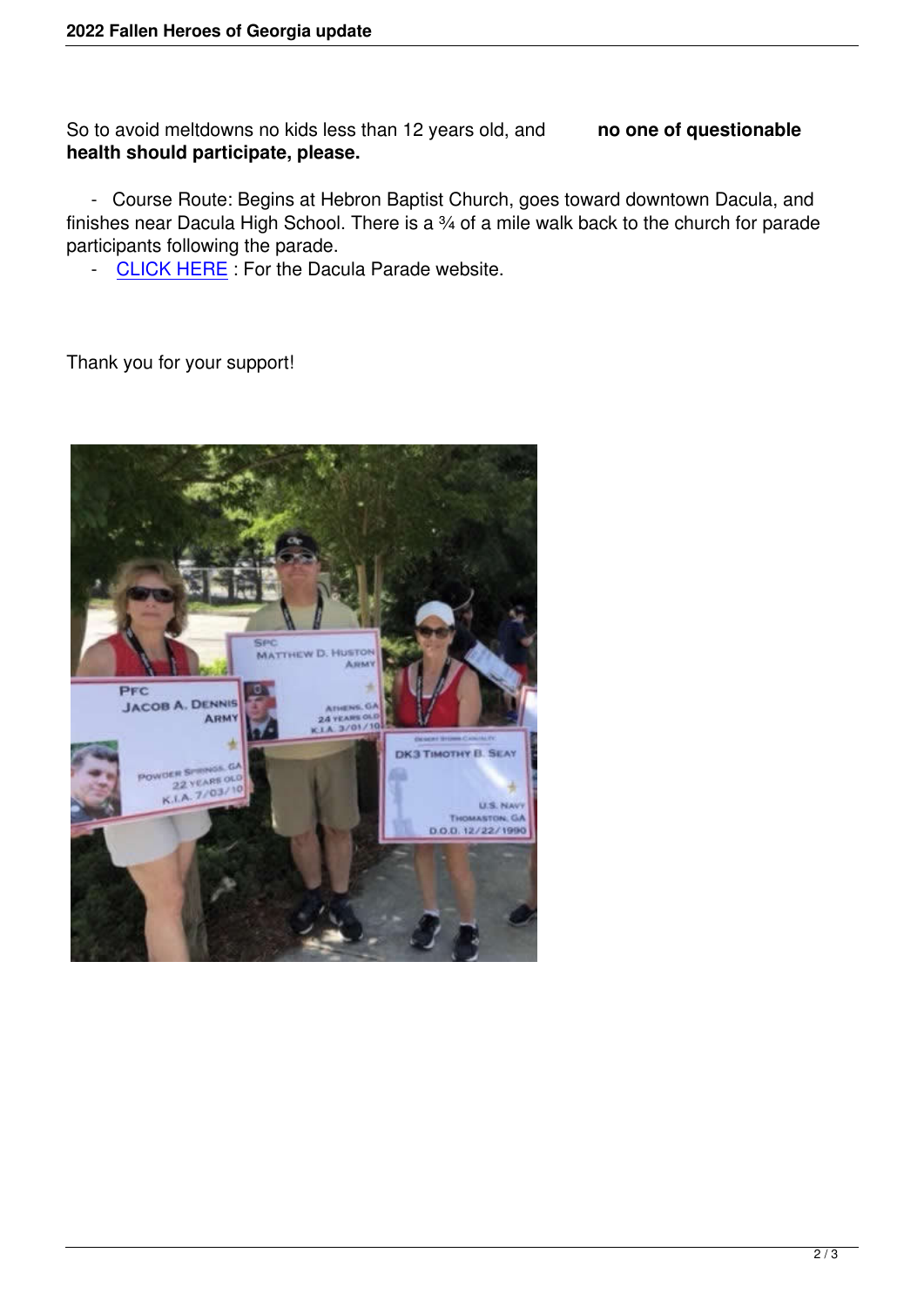So to avoid meltdowns no kids less than 12 years old, and **no one of questionable health should participate, please.**

- Course Route: Begins at Hebron Baptist Church, goes toward downtown Dacula, and finishes near Dacula High School. There is a ¾ of a mile walk back to the church for parade participants following the parade.
- CLICK HERE : For the Dacula Parade website.

Thank you for your support!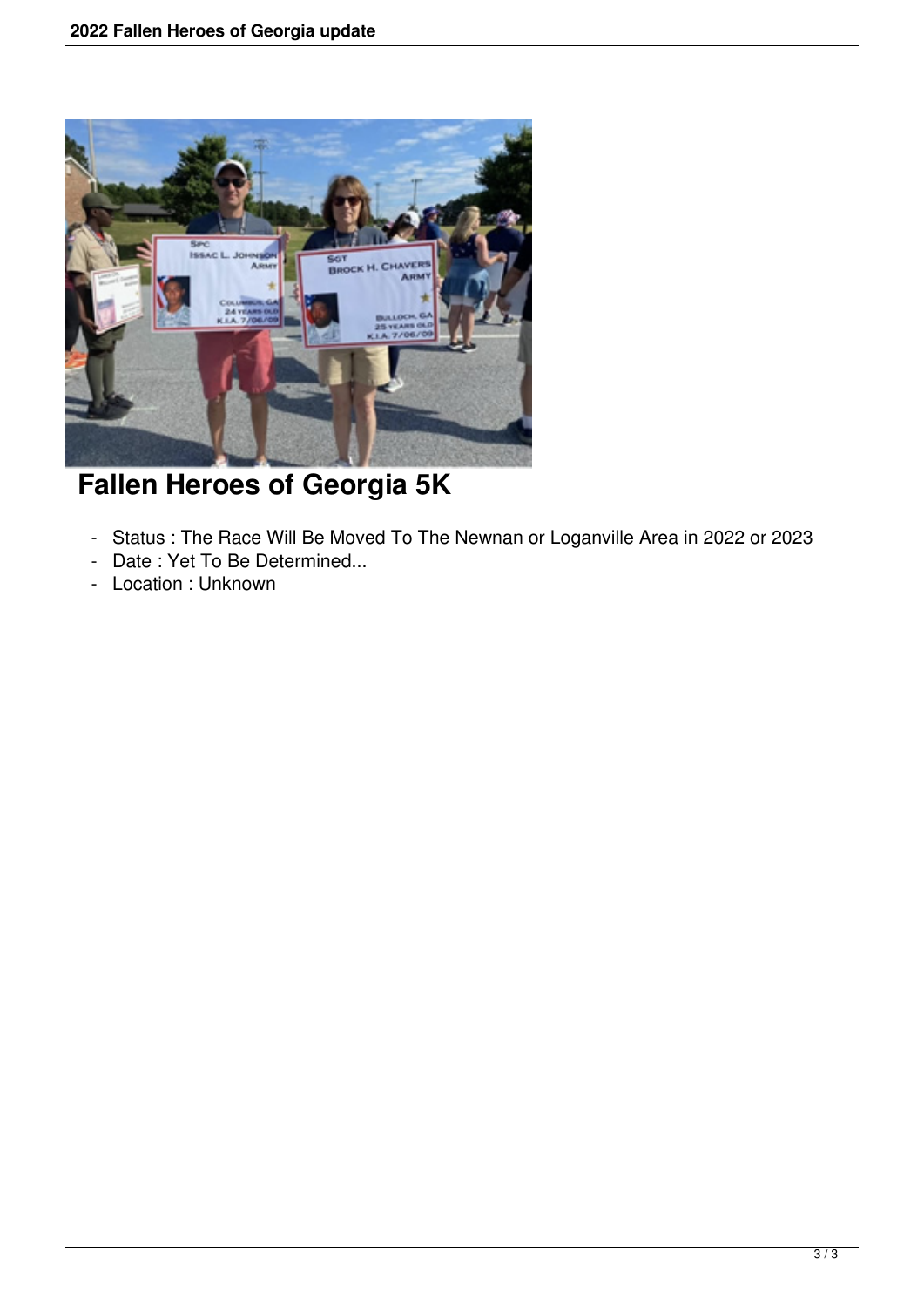## Fallen Heroes of Georgia 5K

- Status : The Race Will Be Moved To The Newnan or Loganville Area in 2022 or 2023
- Date : Yet To Be Determined...
- Location : Unknown